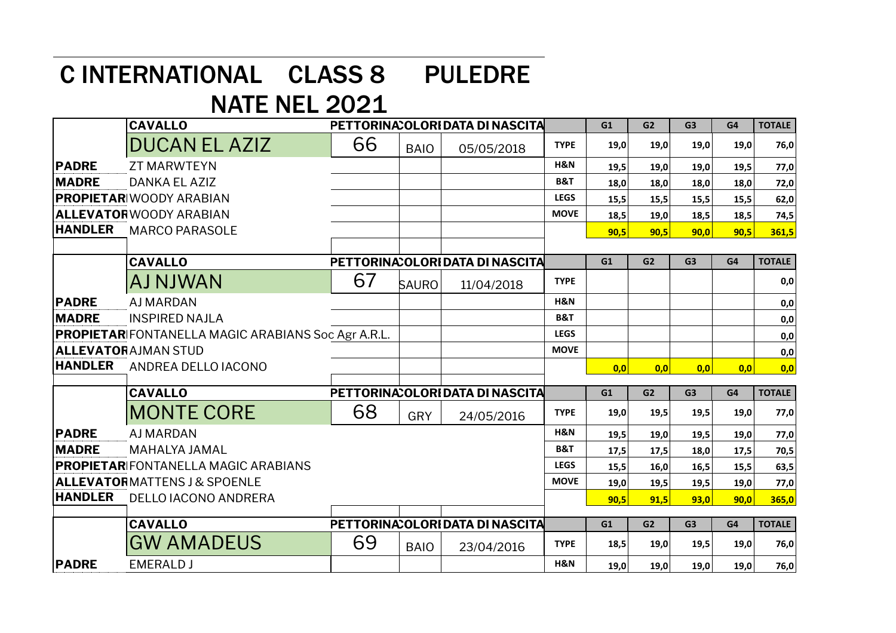# C INTERNATIONAL CLASS 8 PULEDRE NATE NEL 2021

| | CAVALLO | PETTORINA | COLORI | DATA DI NASCITA | | G1 | G2 | G3 | G4 | TOTALE |
|---|---|---|---|---|---|---|---|---|---|---|
| | DUCAN EL AZIZ | 66 | BAIO | 05/05/2018 | TYPE | 19,0 | 19,0 | 19,0 | 19,0 | 76,0 |
| PADRE | ZT MARWTEYN | | | | H&N | 19,5 | 19,0 | 19,0 | 19,5 | 77,0 |
| MADRE | DANKA EL AZIZ | | | | B&T | 18,0 | 18,0 | 18,0 | 18,0 | 72,0 |
| PROPIETARI | WOODY ARABIAN | | | | LEGS | 15,5 | 15,5 | 15,5 | 15,5 | 62,0 |
| ALLEVATORE | WOODY ARABIAN | | | | MOVE | 18,5 | 19,0 | 18,5 | 18,5 | 74,5 |
| HANDLER | MARCO PARASOLE | | | | | 90,5 | 90,5 | 90,0 | 90,5 | 361,5 |

| | CAVALLO | PETTORINA | COLORI | DATA DI NASCITA | | G1 | G2 | G3 | G4 | TOTALE |
|---|---|---|---|---|---|---|---|---|---|---|
| | AJ NJWAN | 67 | SAURO | 11/04/2018 | TYPE | | | | | 0,0 |
| PADRE | AJ MARDAN | | | | H&N | | | | | 0,0 |
| MADRE | INSPIRED NAJLA | | | | B&T | | | | | 0,0 |
| PROPIETARI | FONTANELLA MAGIC ARABIANS Soc Agr A.R.L. | | | | LEGS | | | | | 0,0 |
| ALLEVATORE | AJMAN STUD | | | | MOVE | | | | | 0,0 |
| HANDLER | ANDREA DELLO IACONO | | | | | 0,0 | 0,0 | 0,0 | 0,0 | 0,0 |

| | CAVALLO | PETTORINA | COLORI | DATA DI NASCITA | | G1 | G2 | G3 | G4 | TOTALE |
|---|---|---|---|---|---|---|---|---|---|---|
| | MONTE CORE | 68 | GRY | 24/05/2016 | TYPE | 19,0 | 19,5 | 19,5 | 19,0 | 77,0 |
| PADRE | AJ MARDAN | | | | H&N | 19,5 | 19,0 | 19,5 | 19,0 | 77,0 |
| MADRE | MAHALYA JAMAL | | | | B&T | 17,5 | 17,5 | 18,0 | 17,5 | 70,5 |
| PROPIETARI | FONTANELLA MAGIC ARABIANS | | | | LEGS | 15,5 | 16,0 | 16,5 | 15,5 | 63,5 |
| ALLEVATORE | MATTENS J & SPOENLE | | | | MOVE | 19,0 | 19,5 | 19,5 | 19,0 | 77,0 |
| HANDLER | DELLO IACONO ANDRERA | | | | | 90,5 | 91,5 | 93,0 | 90,0 | 365,0 |

| | CAVALLO | PETTORINA | COLORI | DATA DI NASCITA | | G1 | G2 | G3 | G4 | TOTALE |
|---|---|---|---|---|---|---|---|---|---|---|
| | GW AMADEUS | 69 | BAIO | 23/04/2016 | TYPE | 18,5 | 19,0 | 19,5 | 19,0 | 76,0 |
| PADRE | EMERALD J | | | | H&N | 19,0 | 19,0 | 19,0 | 19,0 | 76,0 |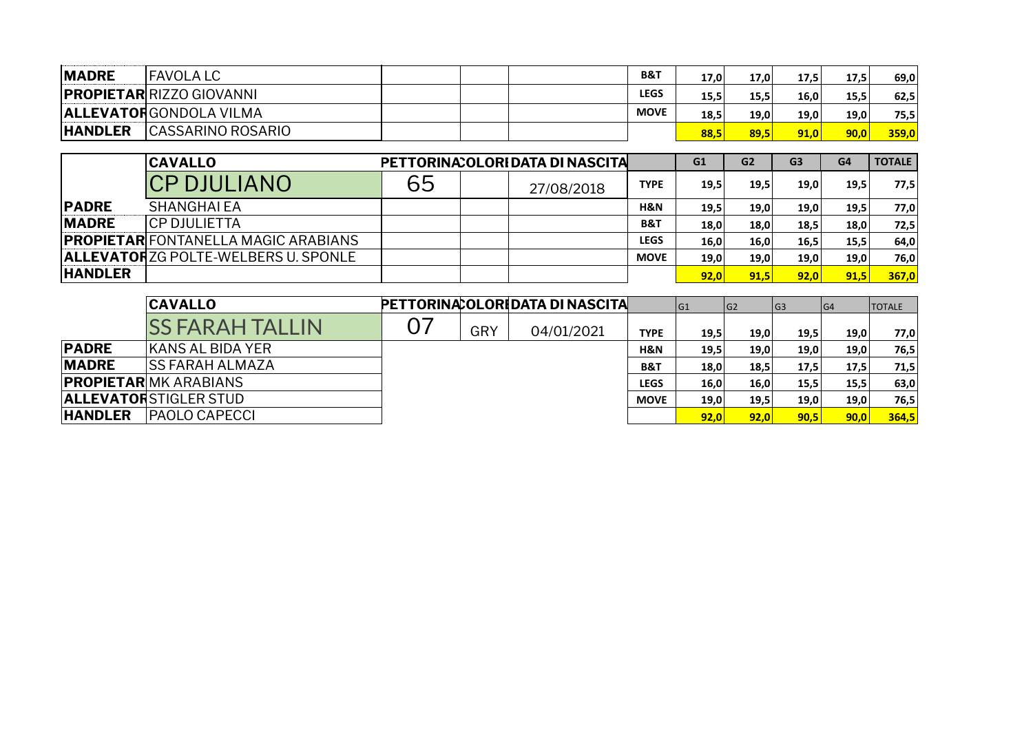| | | | | | | G1 | G2 | G3 | G4 | TOTALE |
|---|---|---|---|---|---|---|---|---|---|---|
| MADRE | FAVOLA LC | | | | B&T | 17,0 | 17,0 | 17,5 | 17,5 | 69,0 |
| PROPIETAR | RIZZO GIOVANNI | | | | LEGS | 15,5 | 15,5 | 16,0 | 15,5 | 62,5 |
| ALLEVATOR | GONDOLA VILMA | | | | MOVE | 18,5 | 19,0 | 19,0 | 19,0 | 75,5 |
| HANDLER | CASSARINO ROSARIO | | | | | 88,5 | 89,5 | 91,0 | 90,0 | 359,0 |

| | CAVALLO | PETTORINA | COLORI | DATA DI NASCITA | | G1 | G2 | G3 | G4 | TOTALE |
|---|---|---|---|---|---|---|---|---|---|---|
| | CP DJULIANO | 65 | | 27/08/2018 | TYPE | 19,5 | 19,5 | 19,0 | 19,5 | 77,5 |
| PADRE | SHANGHAI EA | | | | H&N | 19,5 | 19,0 | 19,0 | 19,5 | 77,0 |
| MADRE | CP DJULIETTA | | | | B&T | 18,0 | 18,0 | 18,5 | 18,0 | 72,5 |
| PROPIETAR | FONTANELLA MAGIC ARABIANS | | | | LEGS | 16,0 | 16,0 | 16,5 | 15,5 | 64,0 |
| ALLEVATOR | ZG POLTE-WELBERS U. SPONLE | | | | MOVE | 19,0 | 19,0 | 19,0 | 19,0 | 76,0 |
| HANDLER | | | | | | 92,0 | 91,5 | 92,0 | 91,5 | 367,0 |

| | CAVALLO | PETTORINA | COLORI | DATA DI NASCITA | | G1 | G2 | G3 | G4 | TOTALE |
|---|---|---|---|---|---|---|---|---|---|---|
| | SS FARAH TALLIN | 07 | GRY | 04/01/2021 | TYPE | 19,5 | 19,0 | 19,5 | 19,0 | 77,0 |
| PADRE | KANS AL BIDA YER | | | | H&N | 19,5 | 19,0 | 19,0 | 19,0 | 76,5 |
| MADRE | SS FARAH ALMAZA | | | | B&T | 18,0 | 18,5 | 17,5 | 17,5 | 71,5 |
| PROPIETAR | MK ARABIANS | | | | LEGS | 16,0 | 16,0 | 15,5 | 15,5 | 63,0 |
| ALLEVATOR | STIGLER STUD | | | | MOVE | 19,0 | 19,5 | 19,0 | 19,0 | 76,5 |
| HANDLER | PAOLO CAPECCI | | | | | 92,0 | 92,0 | 90,5 | 90,0 | 364,5 |